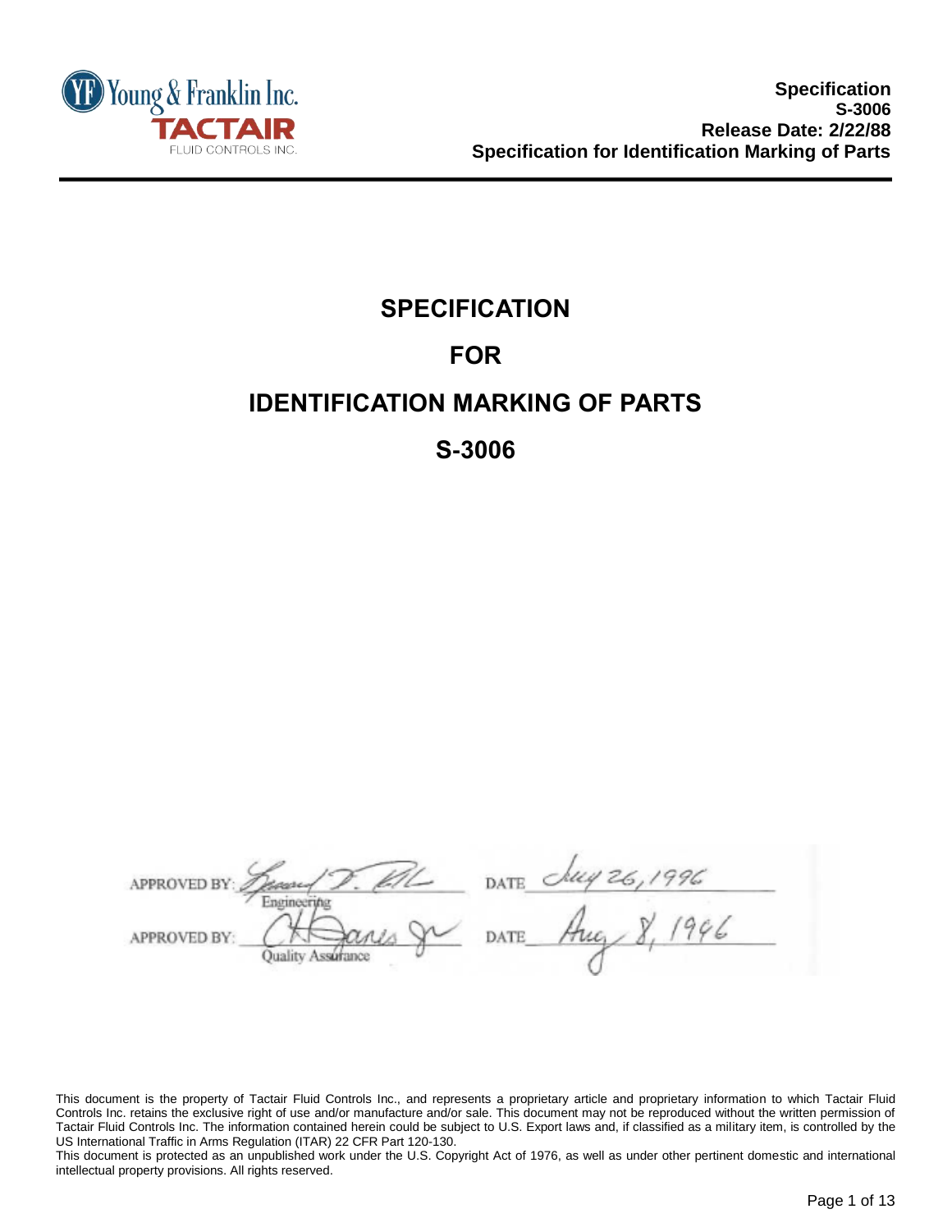Young & Franklin Inc.
TACTAIR
FLUID CONTROLS INC.

**Specification**
**S-3006**
**Release Date: 2/22/88**
**Specification for Identification Marking of Parts**

# SPECIFICATION

# FOR

# IDENTIFICATION MARKING OF PARTS

# S-3006

APPROVED BY: *[signature]* DATE *July 26, 1996*
Engineering

APPROVED BY: *[signature]* DATE *Aug 8, 1996*
Quality Assurance

This document is the property of Tactair Fluid Controls Inc., and represents a proprietary article and proprietary information to which Tactair Fluid Controls Inc. retains the exclusive right of use and/or manufacture and/or sale. This document may not be reproduced without the written permission of Tactair Fluid Controls Inc. The information contained herein could be subject to U.S. Export laws and, if classified as a military item, is controlled by the US International Traffic in Arms Regulation (ITAR) 22 CFR Part 120-130.

This document is protected as an unpublished work under the U.S. Copyright Act of 1976, as well as under other pertinent domestic and international intellectual property provisions. All rights reserved.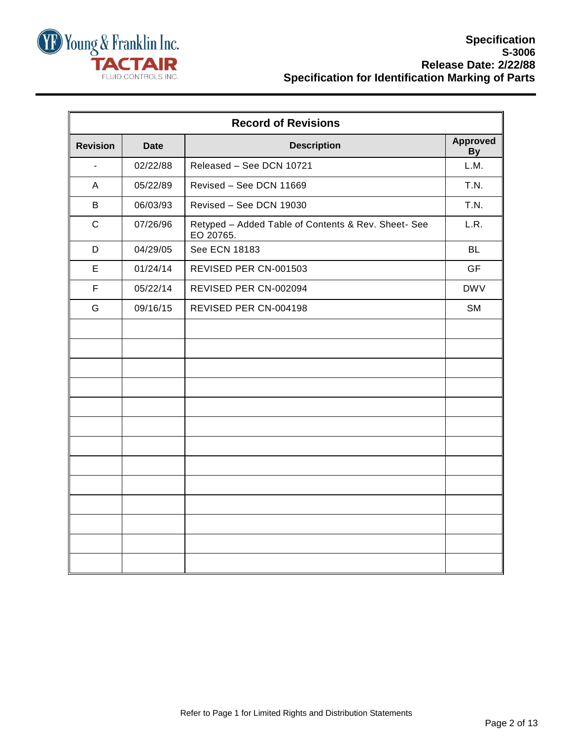## Record of Revisions

| Revision | Date | Description | Approved By |
|---|---|---|---|
| - | 02/22/88 | Released – See DCN 10721 | L.M. |
| A | 05/22/89 | Revised – See DCN 11669 | T.N. |
| B | 06/03/93 | Revised – See DCN 19030 | T.N. |
| C | 07/26/96 | Retyped – Added Table of Contents & Rev. Sheet- See EO 20765. | L.R. |
| D | 04/29/05 | See ECN 18183 | BL |
| E | 01/24/14 | REVISED PER CN-001503 | GF |
| F | 05/22/14 | REVISED PER CN-002094 | DWV |
| G | 09/16/15 | REVISED PER CN-004198 | SM |
| | | | |
| | | | |
| | | | |
| | | | |
| | | | |
| | | | |
| | | | |
| | | | |
| | | | |
| | | | |
| | | | |
| | | | |
| | | | |

Refer to Page 1 for Limited Rights and Distribution Statements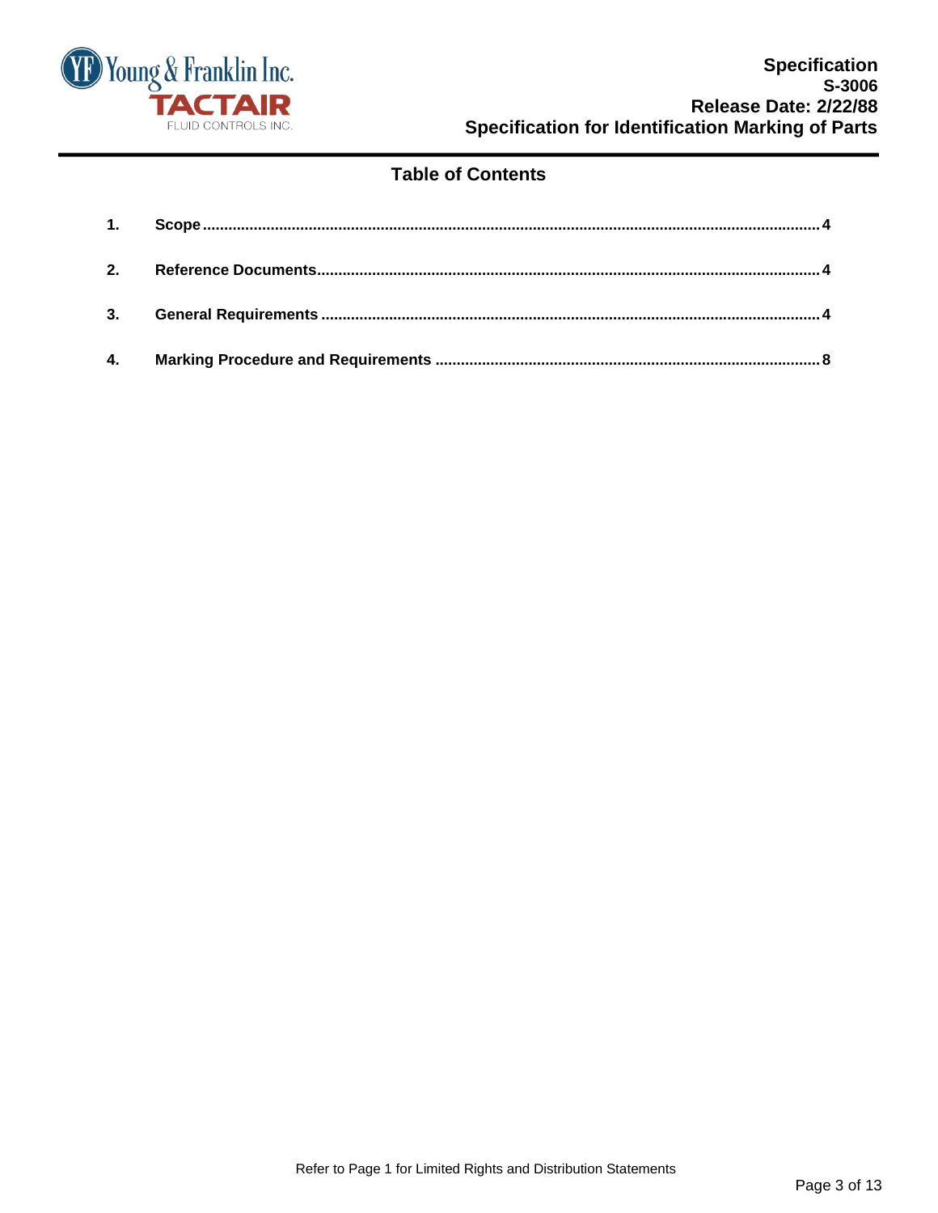## Table of Contents

1. **Scope** .......... 4
2. **Reference Documents** .......... 4
3. **General Requirements** .......... 4
4. **Marking Procedure and Requirements** .......... 8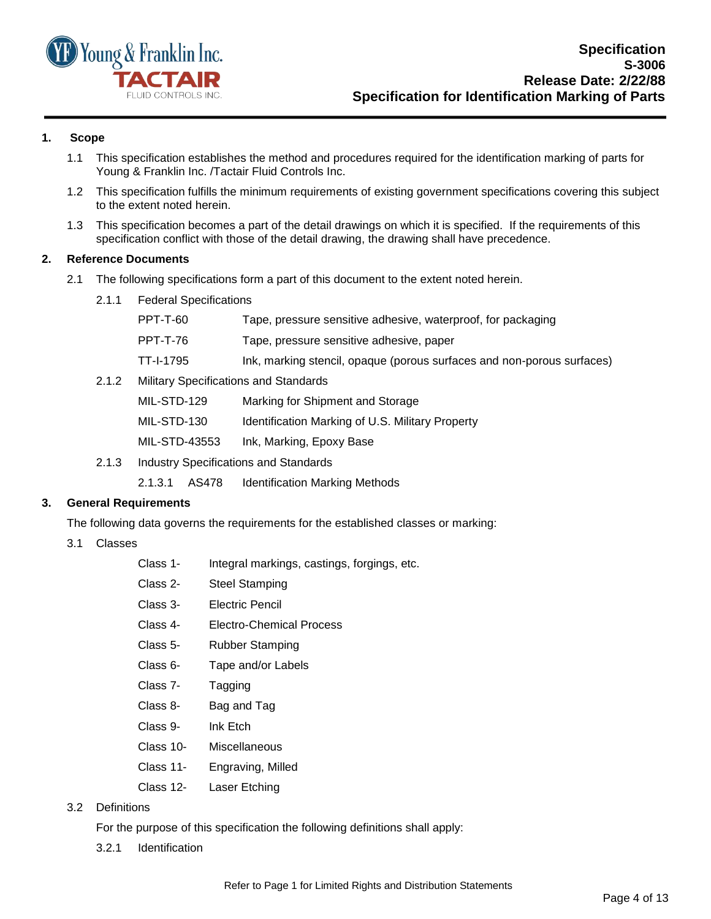## 1. Scope

1.1 This specification establishes the method and procedures required for the identification marking of parts for Young & Franklin Inc. /Tactair Fluid Controls Inc.

1.2 This specification fulfills the minimum requirements of existing government specifications covering this subject to the extent noted herein.

1.3 This specification becomes a part of the detail drawings on which it is specified. If the requirements of this specification conflict with those of the detail drawing, the drawing shall have precedence.

## 2. Reference Documents

2.1 The following specifications form a part of this document to the extent noted herein.

2.1.1 Federal Specifications

| | |
|---|---|
| PPT-T-60 | Tape, pressure sensitive adhesive, waterproof, for packaging |
| PPT-T-76 | Tape, pressure sensitive adhesive, paper |
| TT-I-1795 | Ink, marking stencil, opaque (porous surfaces and non-porous surfaces) |

2.1.2 Military Specifications and Standards

| | |
|---|---|
| MIL-STD-129 | Marking for Shipment and Storage |
| MIL-STD-130 | Identification Marking of U.S. Military Property |
| MIL-STD-43553 | Ink, Marking, Epoxy Base |

2.1.3 Industry Specifications and Standards

2.1.3.1 AS478 Identification Marking Methods

## 3. General Requirements

The following data governs the requirements for the established classes or marking:

3.1 Classes

| | |
|---|---|
| Class 1- | Integral markings, castings, forgings, etc. |
| Class 2- | Steel Stamping |
| Class 3- | Electric Pencil |
| Class 4- | Electro-Chemical Process |
| Class 5- | Rubber Stamping |
| Class 6- | Tape and/or Labels |
| Class 7- | Tagging |
| Class 8- | Bag and Tag |
| Class 9- | Ink Etch |
| Class 10- | Miscellaneous |
| Class 11- | Engraving, Milled |
| Class 12- | Laser Etching |

3.2 Definitions

For the purpose of this specification the following definitions shall apply:

3.2.1 Identification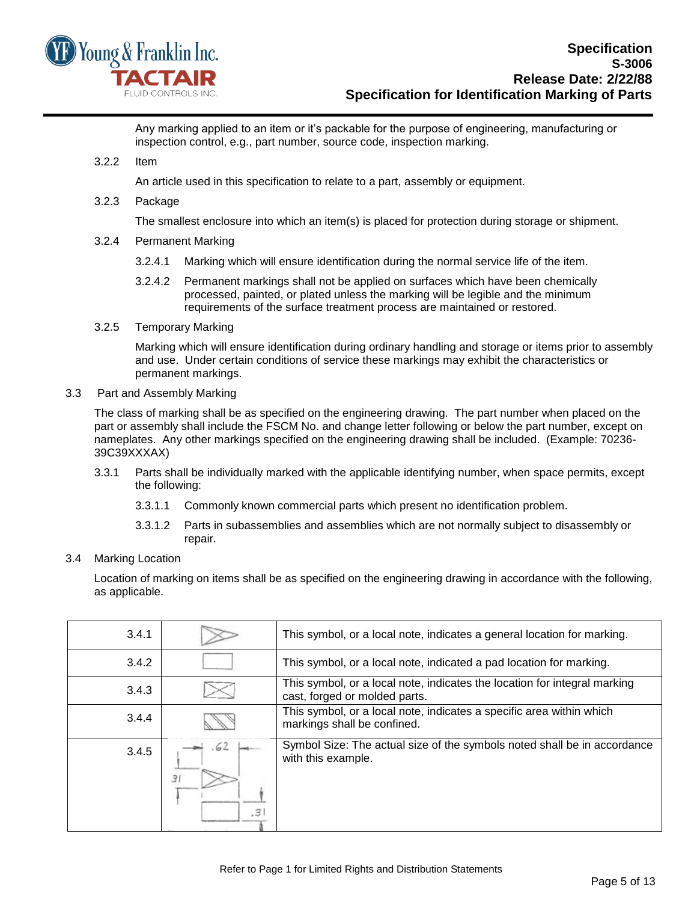Any marking applied to an item or it's packable for the purpose of engineering, manufacturing or inspection control, e.g., part number, source code, inspection marking.

3.2.2 Item

An article used in this specification to relate to a part, assembly or equipment.

3.2.3 Package

The smallest enclosure into which an item(s) is placed for protection during storage or shipment.

3.2.4 Permanent Marking

3.2.4.1 Marking which will ensure identification during the normal service life of the item.

3.2.4.2 Permanent markings shall not be applied on surfaces which have been chemically processed, painted, or plated unless the marking will be legible and the minimum requirements of the surface treatment process are maintained or restored.

3.2.5 Temporary Marking

Marking which will ensure identification during ordinary handling and storage or items prior to assembly and use. Under certain conditions of service these markings may exhibit the characteristics or permanent markings.

3.3 Part and Assembly Marking

The class of marking shall be as specified on the engineering drawing. The part number when placed on the part or assembly shall include the FSCM No. and change letter following or below the part number, except on nameplates. Any other markings specified on the engineering drawing shall be included. (Example: 70236-39C39XXXAX)

3.3.1 Parts shall be individually marked with the applicable identifying number, when space permits, except the following:

3.3.1.1 Commonly known commercial parts which present no identification problem.

3.3.1.2 Parts in subassemblies and assemblies which are not normally subject to disassembly or repair.

3.4 Marking Location

Location of marking on items shall be as specified on the engineering drawing in accordance with the following, as applicable.

| | | |
|---|---|---|
| 3.4.1 | | This symbol, or a local note, indicates a general location for marking. |
| 3.4.2 | | This symbol, or a local note, indicated a pad location for marking. |
| 3.4.3 | | This symbol, or a local note, indicates the location for integral marking cast, forged or molded parts. |
| 3.4.4 | | This symbol, or a local note, indicates a specific area within which markings shall be confined. |
| 3.4.5 | .62 / .31 / .31 | Symbol Size: The actual size of the symbols noted shall be in accordance with this example. |

Refer to Page 1 for Limited Rights and Distribution Statements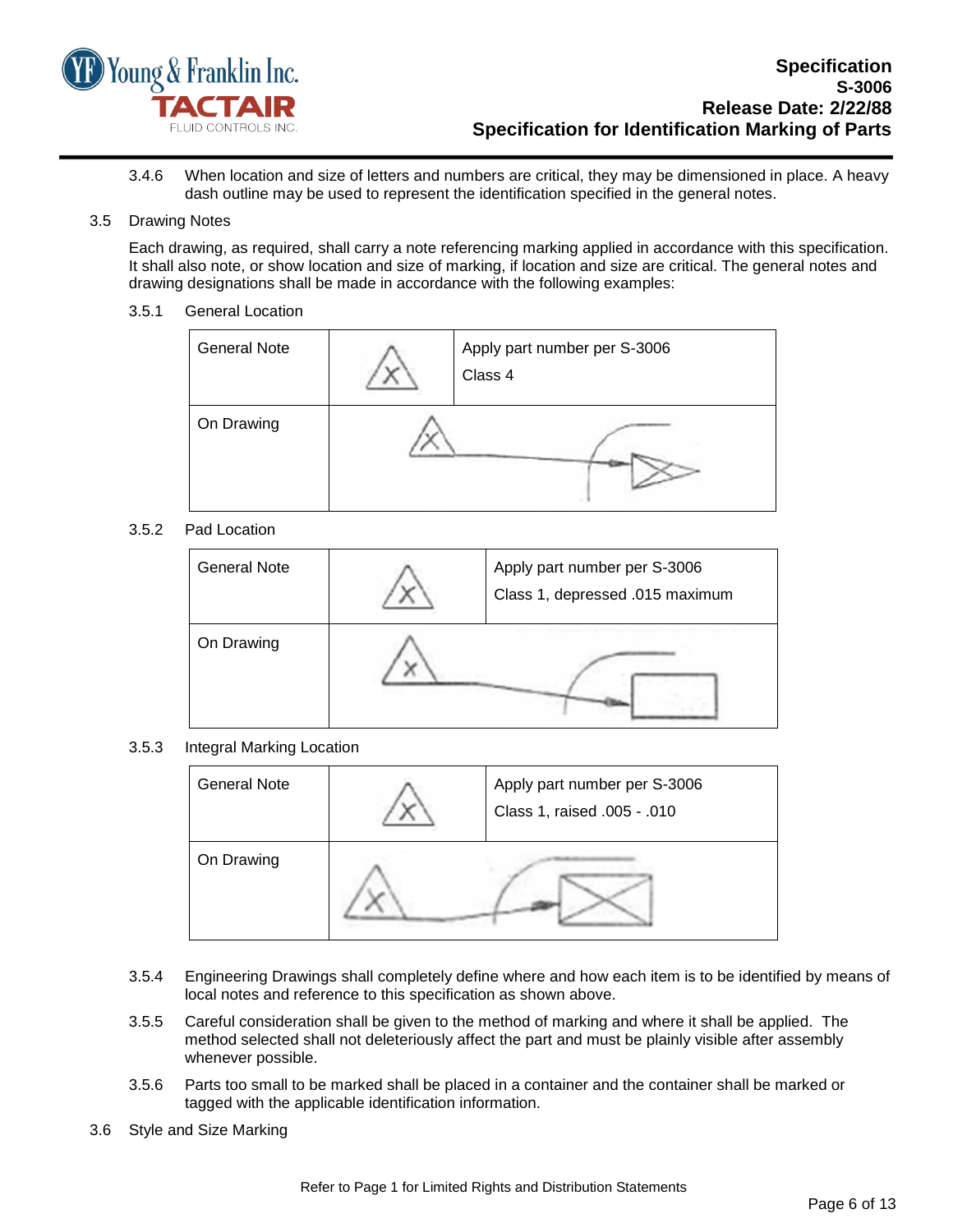3.4.6 When location and size of letters and numbers are critical, they may be dimensioned in place. A heavy dash outline may be used to represent the identification specified in the general notes.

3.5 Drawing Notes

Each drawing, as required, shall carry a note referencing marking applied in accordance with this specification. It shall also note, or show location and size of marking, if location and size are critical. The general notes and drawing designations shall be made in accordance with the following examples:

3.5.1 General Location

| General Note | X | Apply part number per S-3006<br>Class 4 |
|---|---|---|
| On Drawing | | |

3.5.2 Pad Location

| General Note | X | Apply part number per S-3006<br>Class 1, depressed .015 maximum |
|---|---|---|
| On Drawing | | |

3.5.3 Integral Marking Location

| General Note | X | Apply part number per S-3006<br>Class 1, raised .005 - .010 |
|---|---|---|
| On Drawing | | |

3.5.4 Engineering Drawings shall completely define where and how each item is to be identified by means of local notes and reference to this specification as shown above.

3.5.5 Careful consideration shall be given to the method of marking and where it shall be applied. The method selected shall not deleteriously affect the part and must be plainly visible after assembly whenever possible.

3.5.6 Parts too small to be marked shall be placed in a container and the container shall be marked or tagged with the applicable identification information.

3.6 Style and Size Marking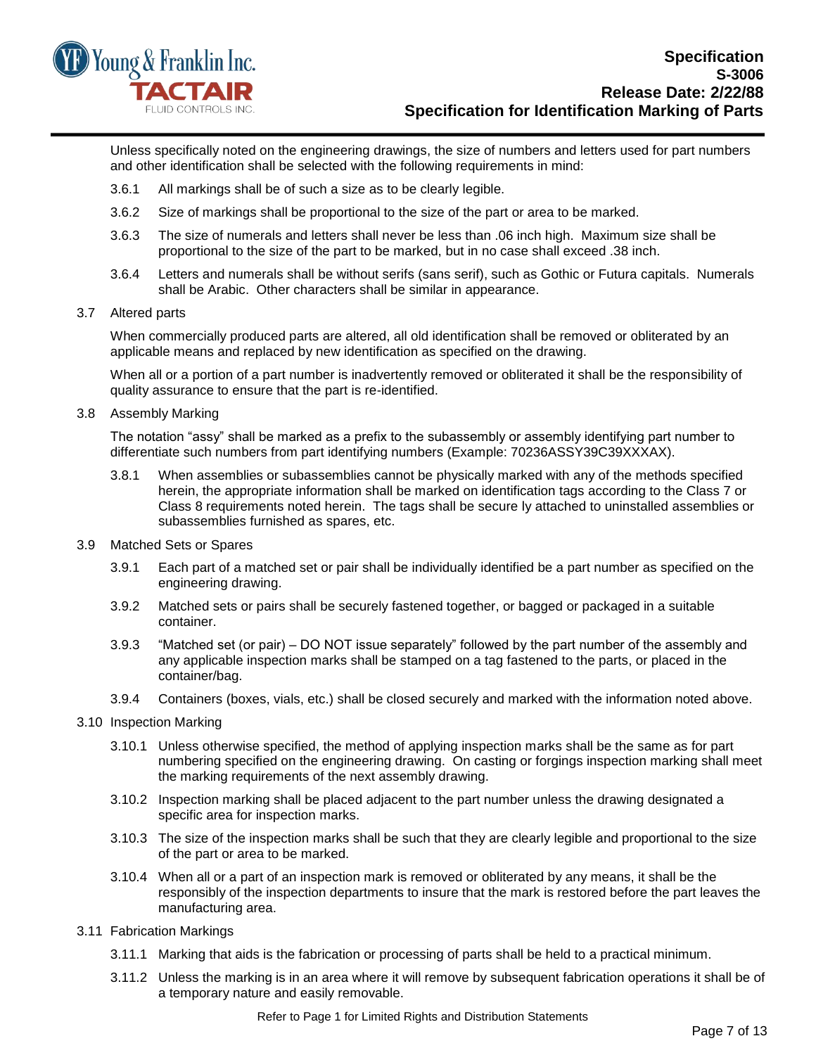Unless specifically noted on the engineering drawings, the size of numbers and letters used for part numbers and other identification shall be selected with the following requirements in mind:

3.6.1 All markings shall be of such a size as to be clearly legible.

3.6.2 Size of markings shall be proportional to the size of the part or area to be marked.

3.6.3 The size of numerals and letters shall never be less than .06 inch high. Maximum size shall be proportional to the size of the part to be marked, but in no case shall exceed .38 inch.

3.6.4 Letters and numerals shall be without serifs (sans serif), such as Gothic or Futura capitals. Numerals shall be Arabic. Other characters shall be similar in appearance.

3.7 Altered parts

When commercially produced parts are altered, all old identification shall be removed or obliterated by an applicable means and replaced by new identification as specified on the drawing.

When all or a portion of a part number is inadvertently removed or obliterated it shall be the responsibility of quality assurance to ensure that the part is re-identified.

3.8 Assembly Marking

The notation "assy" shall be marked as a prefix to the subassembly or assembly identifying part number to differentiate such numbers from part identifying numbers (Example: 70236ASSY39C39XXXAX).

3.8.1 When assemblies or subassemblies cannot be physically marked with any of the methods specified herein, the appropriate information shall be marked on identification tags according to the Class 7 or Class 8 requirements noted herein. The tags shall be secure ly attached to uninstalled assemblies or subassemblies furnished as spares, etc.

3.9 Matched Sets or Spares

3.9.1 Each part of a matched set or pair shall be individually identified be a part number as specified on the engineering drawing.

3.9.2 Matched sets or pairs shall be securely fastened together, or bagged or packaged in a suitable container.

3.9.3 "Matched set (or pair) – DO NOT issue separately" followed by the part number of the assembly and any applicable inspection marks shall be stamped on a tag fastened to the parts, or placed in the container/bag.

3.9.4 Containers (boxes, vials, etc.) shall be closed securely and marked with the information noted above.

3.10 Inspection Marking

3.10.1 Unless otherwise specified, the method of applying inspection marks shall be the same as for part numbering specified on the engineering drawing. On casting or forgings inspection marking shall meet the marking requirements of the next assembly drawing.

3.10.2 Inspection marking shall be placed adjacent to the part number unless the drawing designated a specific area for inspection marks.

3.10.3 The size of the inspection marks shall be such that they are clearly legible and proportional to the size of the part or area to be marked.

3.10.4 When all or a part of an inspection mark is removed or obliterated by any means, it shall be the responsibly of the inspection departments to insure that the mark is restored before the part leaves the manufacturing area.

3.11 Fabrication Markings

3.11.1 Marking that aids is the fabrication or processing of parts shall be held to a practical minimum.

3.11.2 Unless the marking is in an area where it will remove by subsequent fabrication operations it shall be of a temporary nature and easily removable.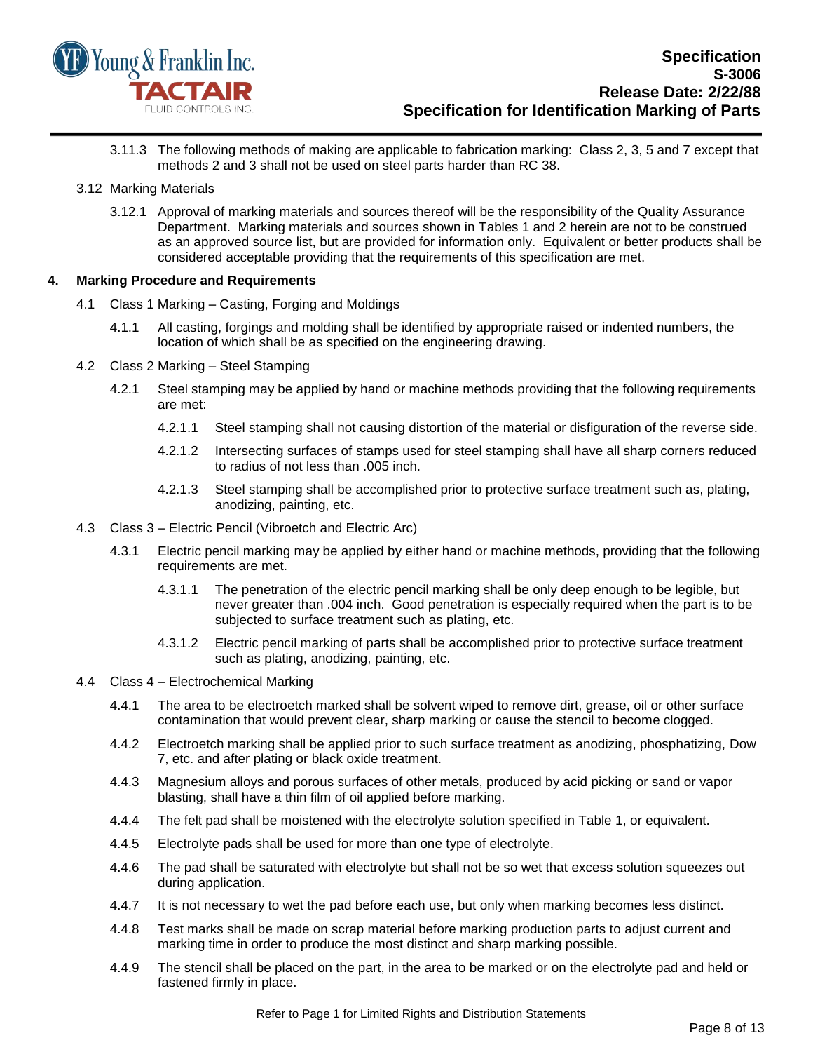3.11.3 The following methods of making are applicable to fabrication marking: Class 2, 3, 5 and 7 except that methods 2 and 3 shall not be used on steel parts harder than RC 38.

3.12 Marking Materials

3.12.1 Approval of marking materials and sources thereof will be the responsibility of the Quality Assurance Department. Marking materials and sources shown in Tables 1 and 2 herein are not to be construed as an approved source list, but are provided for information only. Equivalent or better products shall be considered acceptable providing that the requirements of this specification are met.

## 4. Marking Procedure and Requirements

4.1 Class 1 Marking – Casting, Forging and Moldings

4.1.1 All casting, forgings and molding shall be identified by appropriate raised or indented numbers, the location of which shall be as specified on the engineering drawing.

4.2 Class 2 Marking – Steel Stamping

4.2.1 Steel stamping may be applied by hand or machine methods providing that the following requirements are met:

4.2.1.1 Steel stamping shall not causing distortion of the material or disfiguration of the reverse side.

4.2.1.2 Intersecting surfaces of stamps used for steel stamping shall have all sharp corners reduced to radius of not less than .005 inch.

4.2.1.3 Steel stamping shall be accomplished prior to protective surface treatment such as, plating, anodizing, painting, etc.

4.3 Class 3 – Electric Pencil (Vibroetch and Electric Arc)

4.3.1 Electric pencil marking may be applied by either hand or machine methods, providing that the following requirements are met.

4.3.1.1 The penetration of the electric pencil marking shall be only deep enough to be legible, but never greater than .004 inch. Good penetration is especially required when the part is to be subjected to surface treatment such as plating, etc.

4.3.1.2 Electric pencil marking of parts shall be accomplished prior to protective surface treatment such as plating, anodizing, painting, etc.

4.4 Class 4 – Electrochemical Marking

4.4.1 The area to be electroetch marked shall be solvent wiped to remove dirt, grease, oil or other surface contamination that would prevent clear, sharp marking or cause the stencil to become clogged.

4.4.2 Electroetch marking shall be applied prior to such surface treatment as anodizing, phosphatizing, Dow 7, etc. and after plating or black oxide treatment.

4.4.3 Magnesium alloys and porous surfaces of other metals, produced by acid picking or sand or vapor blasting, shall have a thin film of oil applied before marking.

4.4.4 The felt pad shall be moistened with the electrolyte solution specified in Table 1, or equivalent.

4.4.5 Electrolyte pads shall be used for more than one type of electrolyte.

4.4.6 The pad shall be saturated with electrolyte but shall not be so wet that excess solution squeezes out during application.

4.4.7 It is not necessary to wet the pad before each use, but only when marking becomes less distinct.

4.4.8 Test marks shall be made on scrap material before marking production parts to adjust current and marking time in order to produce the most distinct and sharp marking possible.

4.4.9 The stencil shall be placed on the part, in the area to be marked or on the electrolyte pad and held or fastened firmly in place.

Refer to Page 1 for Limited Rights and Distribution Statements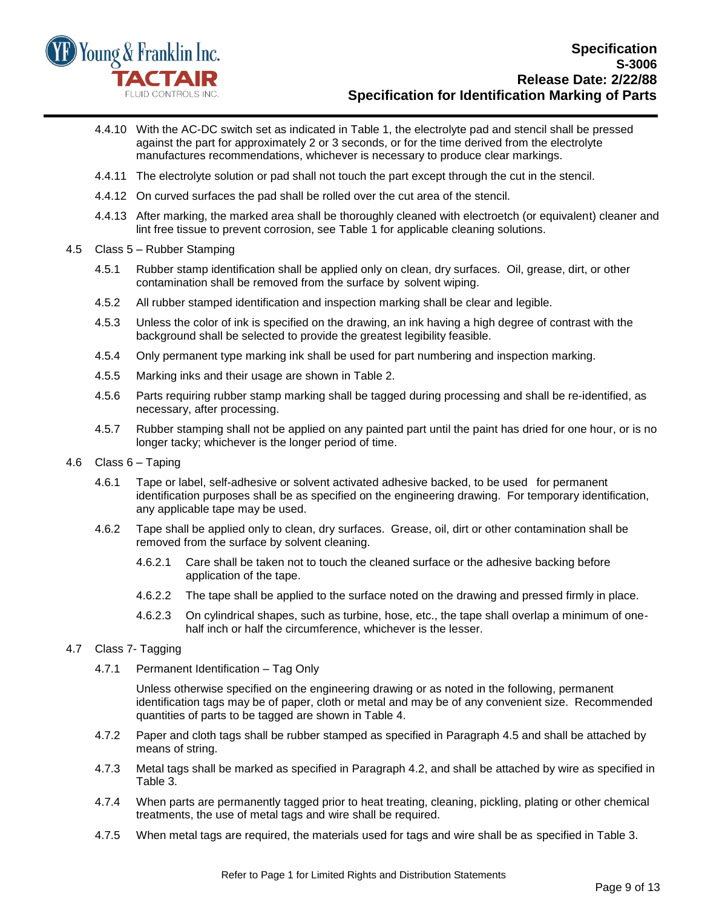4.4.10 With the AC-DC switch set as indicated in Table 1, the electrolyte pad and stencil shall be pressed against the part for approximately 2 or 3 seconds, or for the time derived from the electrolyte manufactures recommendations, whichever is necessary to produce clear markings.

4.4.11 The electrolyte solution or pad shall not touch the part except through the cut in the stencil.

4.4.12 On curved surfaces the pad shall be rolled over the cut area of the stencil.

4.4.13 After marking, the marked area shall be thoroughly cleaned with electroetch (or equivalent) cleaner and lint free tissue to prevent corrosion, see Table 1 for applicable cleaning solutions.

4.5 Class 5 – Rubber Stamping

4.5.1 Rubber stamp identification shall be applied only on clean, dry surfaces. Oil, grease, dirt, or other contamination shall be removed from the surface by solvent wiping.

4.5.2 All rubber stamped identification and inspection marking shall be clear and legible.

4.5.3 Unless the color of ink is specified on the drawing, an ink having a high degree of contrast with the background shall be selected to provide the greatest legibility feasible.

4.5.4 Only permanent type marking ink shall be used for part numbering and inspection marking.

4.5.5 Marking inks and their usage are shown in Table 2.

4.5.6 Parts requiring rubber stamp marking shall be tagged during processing and shall be re-identified, as necessary, after processing.

4.5.7 Rubber stamping shall not be applied on any painted part until the paint has dried for one hour, or is no longer tacky; whichever is the longer period of time.

4.6 Class 6 – Taping

4.6.1 Tape or label, self-adhesive or solvent activated adhesive backed, to be used for permanent identification purposes shall be as specified on the engineering drawing. For temporary identification, any applicable tape may be used.

4.6.2 Tape shall be applied only to clean, dry surfaces. Grease, oil, dirt or other contamination shall be removed from the surface by solvent cleaning.

4.6.2.1 Care shall be taken not to touch the cleaned surface or the adhesive backing before application of the tape.

4.6.2.2 The tape shall be applied to the surface noted on the drawing and pressed firmly in place.

4.6.2.3 On cylindrical shapes, such as turbine, hose, etc., the tape shall overlap a minimum of one-half inch or half the circumference, whichever is the lesser.

4.7 Class 7- Tagging

4.7.1 Permanent Identification – Tag Only

Unless otherwise specified on the engineering drawing or as noted in the following, permanent identification tags may be of paper, cloth or metal and may be of any convenient size. Recommended quantities of parts to be tagged are shown in Table 4.

4.7.2 Paper and cloth tags shall be rubber stamped as specified in Paragraph 4.5 and shall be attached by means of string.

4.7.3 Metal tags shall be marked as specified in Paragraph 4.2, and shall be attached by wire as specified in Table 3.

4.7.4 When parts are permanently tagged prior to heat treating, cleaning, pickling, plating or other chemical treatments, the use of metal tags and wire shall be required.

4.7.5 When metal tags are required, the materials used for tags and wire shall be as specified in Table 3.

Refer to Page 1 for Limited Rights and Distribution Statements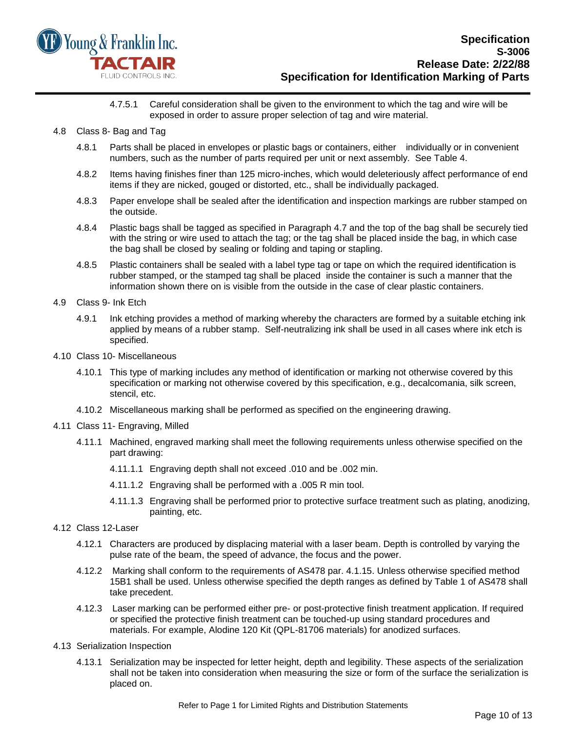4.7.5.1 Careful consideration shall be given to the environment to which the tag and wire will be exposed in order to assure proper selection of tag and wire material.

4.8 Class 8- Bag and Tag

4.8.1 Parts shall be placed in envelopes or plastic bags or containers, either individually or in convenient numbers, such as the number of parts required per unit or next assembly. See Table 4.

4.8.2 Items having finishes finer than 125 micro-inches, which would deleteriously affect performance of end items if they are nicked, gouged or distorted, etc., shall be individually packaged.

4.8.3 Paper envelope shall be sealed after the identification and inspection markings are rubber stamped on the outside.

4.8.4 Plastic bags shall be tagged as specified in Paragraph 4.7 and the top of the bag shall be securely tied with the string or wire used to attach the tag; or the tag shall be placed inside the bag, in which case the bag shall be closed by sealing or folding and taping or stapling.

4.8.5 Plastic containers shall be sealed with a label type tag or tape on which the required identification is rubber stamped, or the stamped tag shall be placed inside the container is such a manner that the information shown there on is visible from the outside in the case of clear plastic containers.

4.9 Class 9- Ink Etch

4.9.1 Ink etching provides a method of marking whereby the characters are formed by a suitable etching ink applied by means of a rubber stamp. Self-neutralizing ink shall be used in all cases where ink etch is specified.

4.10 Class 10- Miscellaneous

4.10.1 This type of marking includes any method of identification or marking not otherwise covered by this specification or marking not otherwise covered by this specification, e.g., decalcomania, silk screen, stencil, etc.

4.10.2 Miscellaneous marking shall be performed as specified on the engineering drawing.

4.11 Class 11- Engraving, Milled

4.11.1 Machined, engraved marking shall meet the following requirements unless otherwise specified on the part drawing:

4.11.1.1 Engraving depth shall not exceed .010 and be .002 min.

4.11.1.2 Engraving shall be performed with a .005 R min tool.

4.11.1.3 Engraving shall be performed prior to protective surface treatment such as plating, anodizing, painting, etc.

4.12 Class 12-Laser

4.12.1 Characters are produced by displacing material with a laser beam. Depth is controlled by varying the pulse rate of the beam, the speed of advance, the focus and the power.

4.12.2 Marking shall conform to the requirements of AS478 par. 4.1.15. Unless otherwise specified method 15B1 shall be used. Unless otherwise specified the depth ranges as defined by Table 1 of AS478 shall take precedent.

4.12.3 Laser marking can be performed either pre- or post-protective finish treatment application. If required or specified the protective finish treatment can be touched-up using standard procedures and materials. For example, Alodine 120 Kit (QPL-81706 materials) for anodized surfaces.

4.13 Serialization Inspection

4.13.1 Serialization may be inspected for letter height, depth and legibility. These aspects of the serialization shall not be taken into consideration when measuring the size or form of the surface the serialization is placed on.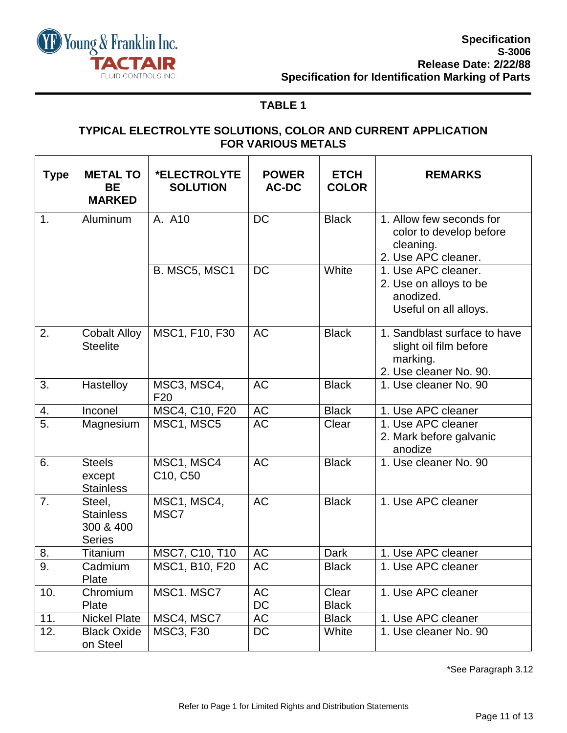## TABLE 1

## TYPICAL ELECTROLYTE SOLUTIONS, COLOR AND CURRENT APPLICATION FOR VARIOUS METALS

| Type | METAL TO BE MARKED | *ELECTROLYTE SOLUTION | POWER AC-DC | ETCH COLOR | REMARKS |
|---|---|---|---|---|---|
| 1. | Aluminum | A. A10 | DC | Black | 1. Allow few seconds for color to develop before cleaning.<br>2. Use APC cleaner. |
| | | B. MSC5, MSC1 | DC | White | 1. Use APC cleaner.<br>2. Use on alloys to be anodized.<br>Useful on all alloys. |
| 2. | Cobalt Alloy Steelite | MSC1, F10, F30 | AC | Black | 1. Sandblast surface to have slight oil film before marking.<br>2. Use cleaner No. 90. |
| 3. | Hastelloy | MSC3, MSC4, F20 | AC | Black | 1. Use cleaner No. 90 |
| 4. | Inconel | MSC4, C10, F20 | AC | Black | 1. Use APC cleaner |
| 5. | Magnesium | MSC1, MSC5 | AC | Clear | 1. Use APC cleaner<br>2. Mark before galvanic anodize |
| 6. | Steels except Stainless | MSC1, MSC4 C10, C50 | AC | Black | 1. Use cleaner No. 90 |
| 7. | Steel, Stainless 300 & 400 Series | MSC1, MSC4, MSC7 | AC | Black | 1. Use APC cleaner |
| 8. | Titanium | MSC7, C10, T10 | AC | Dark | 1. Use APC cleaner |
| 9. | Cadmium Plate | MSC1, B10, F20 | AC | Black | 1. Use APC cleaner |
| 10. | Chromium Plate | MSC1. MSC7 | AC<br>DC | Clear<br>Black | 1. Use APC cleaner |
| 11. | Nickel Plate | MSC4, MSC7 | AC | Black | 1. Use APC cleaner |
| 12. | Black Oxide on Steel | MSC3, F30 | DC | White | 1. Use cleaner No. 90 |

*See Paragraph 3.12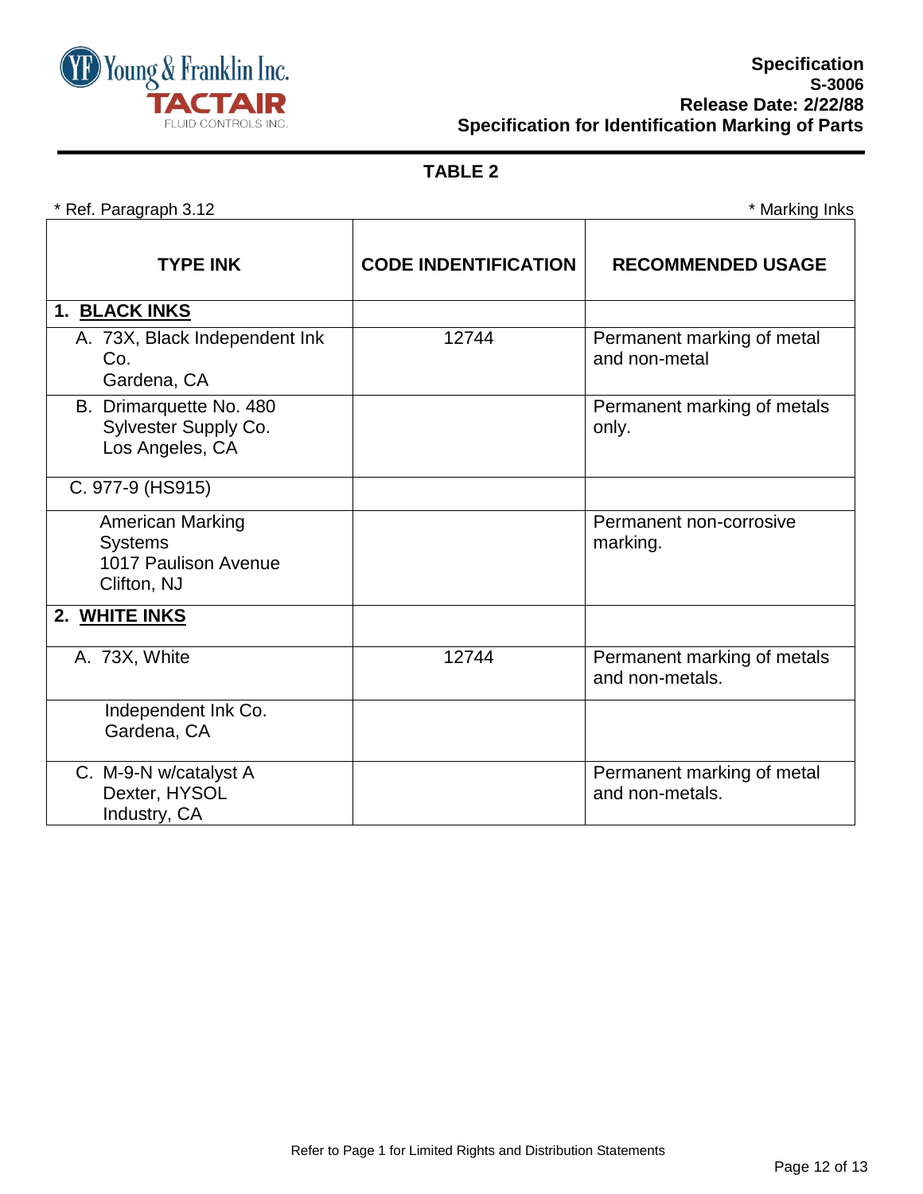## TABLE 2

\* Ref. Paragraph 3.12 \* Marking Inks

| TYPE INK | CODE INDENTIFICATION | RECOMMENDED USAGE |
|---|---|---|
| **1. BLACK INKS** | | |
| A. 73X, Black Independent Ink Co. Gardena, CA | 12744 | Permanent marking of metal and non-metal |
| B. Drimarquette No. 480 Sylvester Supply Co. Los Angeles, CA | | Permanent marking of metals only. |
| C. 977-9 (HS915) | | |
| American Marking Systems 1017 Paulison Avenue Clifton, NJ | | Permanent non-corrosive marking. |
| **2. WHITE INKS** | | |
| A. 73X, White | 12744 | Permanent marking of metals and non-metals. |
| Independent Ink Co. Gardena, CA | | |
| C. M-9-N w/catalyst A Dexter, HYSOL Industry, CA | | Permanent marking of metal and non-metals. |

Refer to Page 1 for Limited Rights and Distribution Statements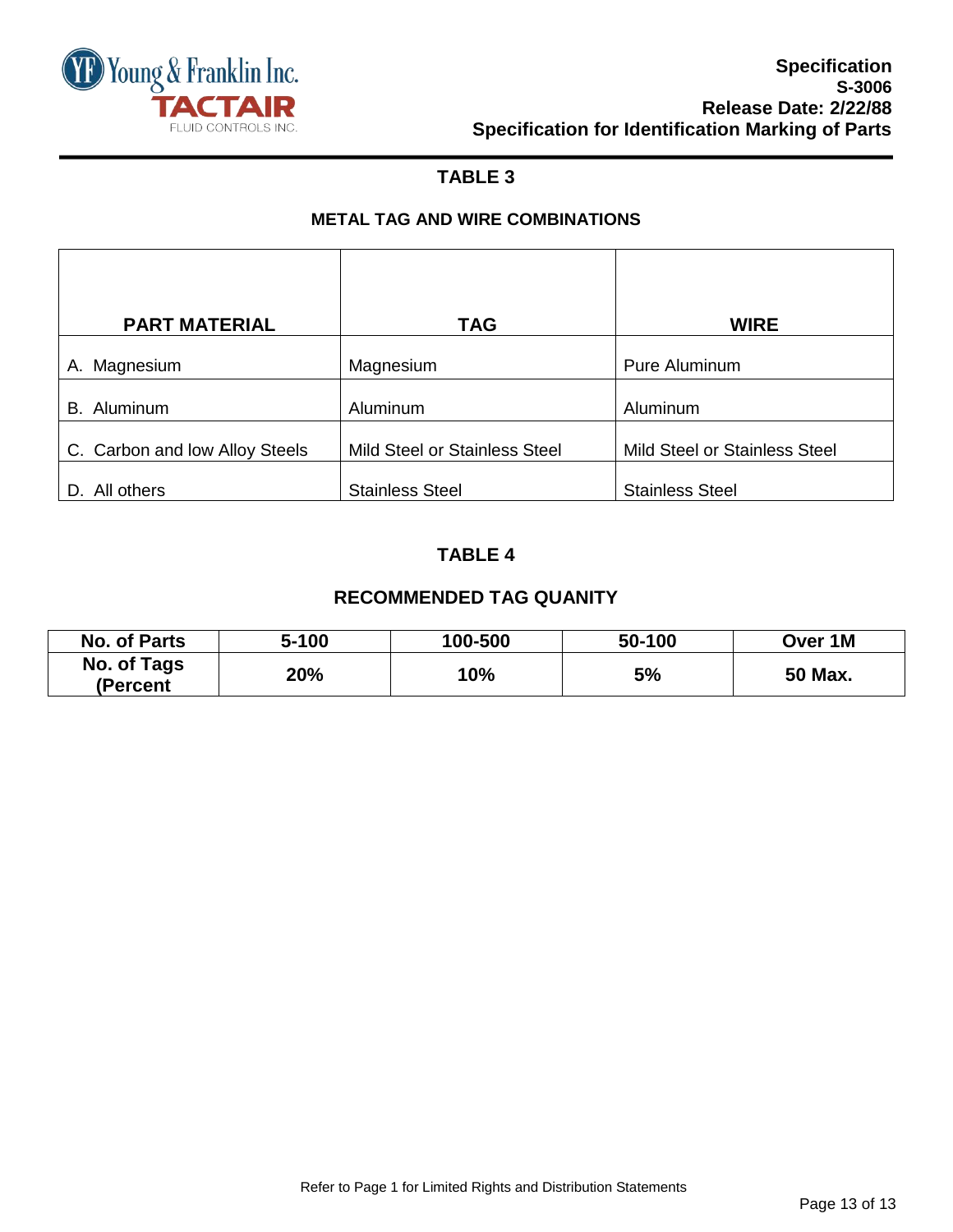## TABLE 3

### METAL TAG AND WIRE COMBINATIONS

| PART MATERIAL | TAG | WIRE |
|---|---|---|
| A. Magnesium | Magnesium | Pure Aluminum |
| B. Aluminum | Aluminum | Aluminum |
| C. Carbon and low Alloy Steels | Mild Steel or Stainless Steel | Mild Steel or Stainless Steel |
| D. All others | Stainless Steel | Stainless Steel |

## TABLE 4

### RECOMMENDED TAG QUANITY

| No. of Parts | 5-100 | 100-500 | 50-100 | Over 1M |
|---|---|---|---|---|
| No. of Tags (Percent | 20% | 10% | 5% | 50 Max. |

Refer to Page 1 for Limited Rights and Distribution Statements